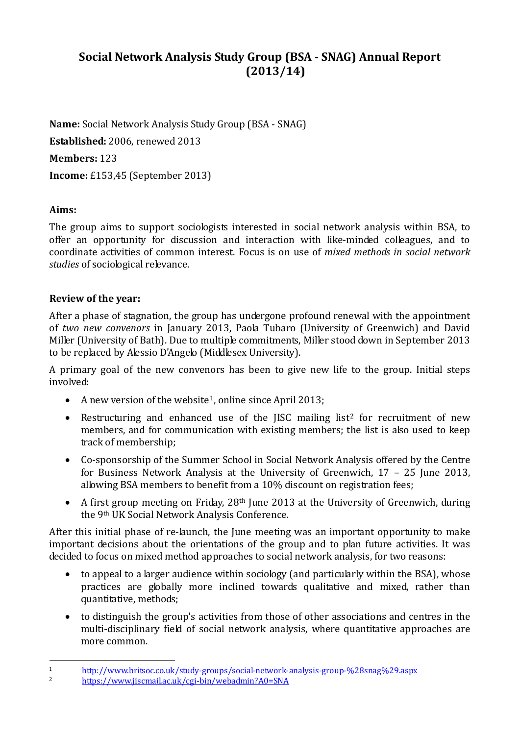# Social Network Analysis Study Group (BSA - SNAG) Annual Report (2013/14)

**Name:** Social Network Analysis Study Group (BSA - SNAG)

**Established:** 2006, renewed 2013

**Members:** 123

**Income:** £153,45 (September 2013)

**Aims:**

The group aims to support sociologists interested in social network analysis within BSA, to offer an opportunity for discussion and interaction with like-minded colleagues, and to coordinate activities of common interest. Focus is on use of *mixed methods in social network studies* of sociological relevance.

**Review of the year:**

After a phase of stagnation, the group has undergone profound renewal with the appointment of *two new convenors* in January 2013, Paola Tubaro (University of Greenwich) and David Miller (University of Bath). Due to multiple commitments, Miller stood down in September 2013 to be replaced by Alessio D'Angelo (Middlesex University).

A primary goal of the new convenors has been to give new life to the group. Initial steps involved:

- A new version of the website[1], online since April 2013;
- Restructuring and enhanced use of the JISC mailing list[2] for recruitment of new members, and for communication with existing members; the list is also used to keep track of membership;
- Co-sponsorship of the Summer School in Social Network Analysis offered by the Centre for Business Network Analysis at the University of Greenwich, 17 – 25 June 2013, allowing BSA members to benefit from a 10% discount on registration fees;
- A first group meeting on Friday, 28th June 2013 at the University of Greenwich, during the 9th UK Social Network Analysis Conference.

After this initial phase of re-launch, the June meeting was an important opportunity to make important decisions about the orientations of the group and to plan future activities. It was decided to focus on mixed method approaches to social network analysis, for two reasons:

- to appeal to a larger audience within sociology (and particularly within the BSA), whose practices are globally more inclined towards qualitative and mixed, rather than quantitative, methods;
- to distinguish the group's activities from those of other associations and centres in the multi-disciplinary field of social network analysis, where quantitative approaches are more common.

---

[1] http://www.britsoc.co.uk/study-groups/social-network-analysis-group-%28snag%29.aspx

[2] https://www.jiscmail.ac.uk/cgi-bin/webadmin?A0=SNA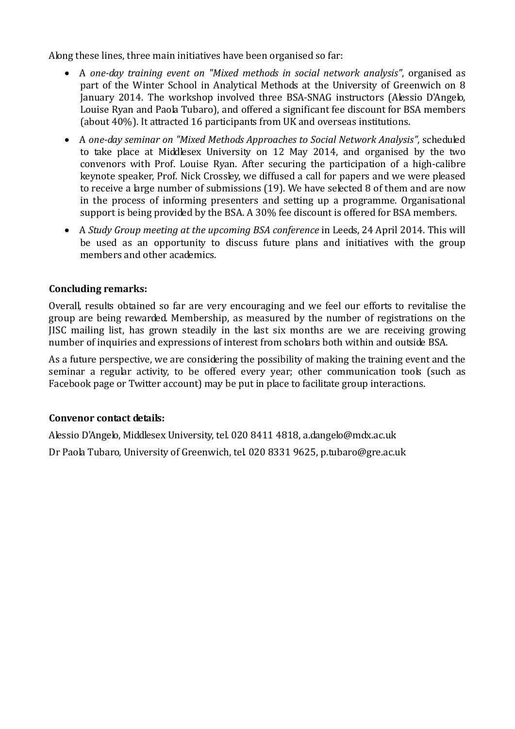Along these lines, three main initiatives have been organised so far:

- A *one-day training event on "Mixed methods in social network analysis"*, organised as part of the Winter School in Analytical Methods at the University of Greenwich on 8 January 2014. The workshop involved three BSA-SNAG instructors (Alessio D'Angelo, Louise Ryan and Paola Tubaro), and offered a significant fee discount for BSA members (about 40%). It attracted 16 participants from UK and overseas institutions.
- A *one-day seminar on "Mixed Methods Approaches to Social Network Analysis"*, scheduled to take place at Middlesex University on 12 May 2014, and organised by the two convenors with Prof. Louise Ryan. After securing the participation of a high-calibre keynote speaker, Prof. Nick Crossley, we diffused a call for papers and we were pleased to receive a large number of submissions (19). We have selected 8 of them and are now in the process of informing presenters and setting up a programme. Organisational support is being provided by the BSA. A 30% fee discount is offered for BSA members.
- A *Study Group meeting at the upcoming BSA conference* in Leeds, 24 April 2014. This will be used as an opportunity to discuss future plans and initiatives with the group members and other academics.

**Concluding remarks:**

Overall, results obtained so far are very encouraging and we feel our efforts to revitalise the group are being rewarded. Membership, as measured by the number of registrations on the JISC mailing list, has grown steadily in the last six months are we are receiving growing number of inquiries and expressions of interest from scholars both within and outside BSA.

As a future perspective, we are considering the possibility of making the training event and the seminar a regular activity, to be offered every year; other communication tools (such as Facebook page or Twitter account) may be put in place to facilitate group interactions.

**Convenor contact details:**

Alessio D'Angelo, Middlesex University, tel. 020 8411 4818, a.dangelo@mdx.ac.uk

Dr Paola Tubaro, University of Greenwich, tel. 020 8331 9625, p.tubaro@gre.ac.uk